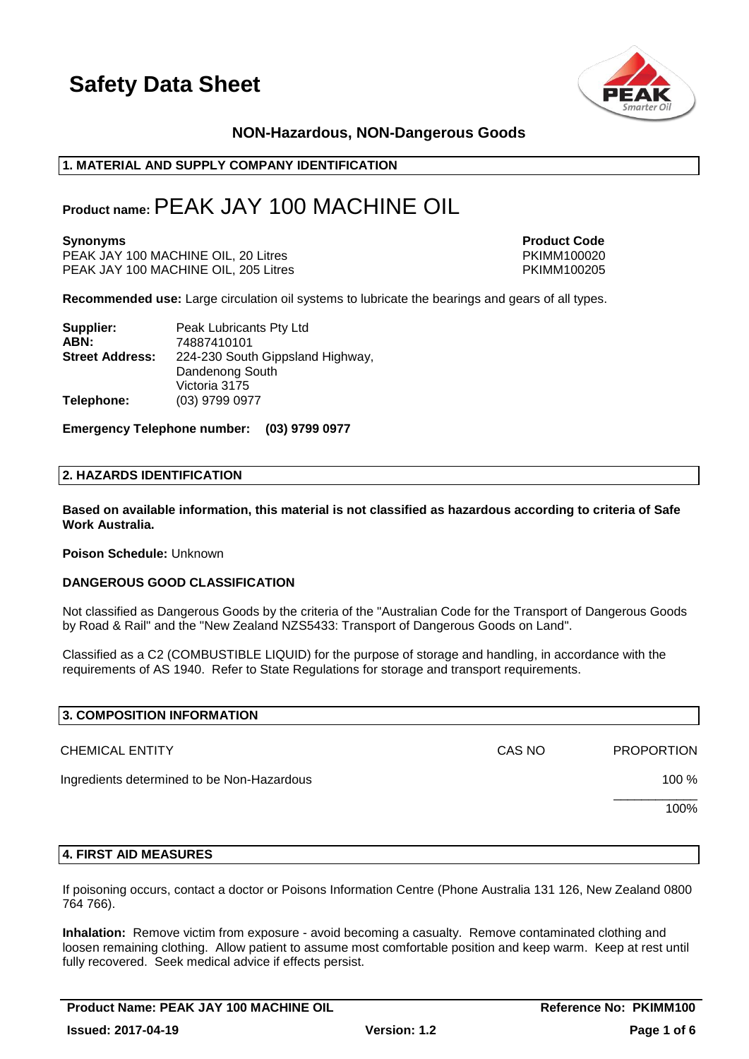# Safety Data Sheet

**NON-Hazardous, NON-Dangerous Goods**

## 1. MATERIAL AND SUPPLY COMPANY IDENTIFICATION

**Product name:** PEAK JAY 100 MACHINE OIL

| **Synonyms** | **Product Code** |
|---|---|
| PEAK JAY 100 MACHINE OIL, 20 Litres | PKIMM100020 |
| PEAK JAY 100 MACHINE OIL, 205 Litres | PKIMM100205 |

**Recommended use:** Large circulation oil systems to lubricate the bearings and gears of all types.

**Supplier:** Peak Lubricants Pty Ltd
**ABN:** 74887410101
**Street Address:** 224-230 South Gippsland Highway, Dandenong South Victoria 3175
**Telephone:** (03) 9799 0977

**Emergency Telephone number: (03) 9799 0977**

## 2. HAZARDS IDENTIFICATION

**Based on available information, this material is not classified as hazardous according to criteria of Safe Work Australia.**

**Poison Schedule:** Unknown

**DANGEROUS GOOD CLASSIFICATION**

Not classified as Dangerous Goods by the criteria of the "Australian Code for the Transport of Dangerous Goods by Road & Rail" and the "New Zealand NZS5433: Transport of Dangerous Goods on Land".

Classified as a C2 (COMBUSTIBLE LIQUID) for the purpose of storage and handling, in accordance with the requirements of AS 1940. Refer to State Regulations for storage and transport requirements.

## 3. COMPOSITION INFORMATION

| CHEMICAL ENTITY | CAS NO | PROPORTION |
|---|---|---|
| Ingredients determined to be Non-Hazardous | | 100 % |
| | | 100% |

## 4. FIRST AID MEASURES

If poisoning occurs, contact a doctor or Poisons Information Centre (Phone Australia 131 126, New Zealand 0800 764 766).

**Inhalation:** Remove victim from exposure - avoid becoming a casualty. Remove contaminated clothing and loosen remaining clothing. Allow patient to assume most comfortable position and keep warm. Keep at rest until fully recovered. Seek medical advice if effects persist.

**Product Name: PEAK JAY 100 MACHINE OIL** | **Reference No: PKIMM100**
**Issued: 2017-04-19** | **Version: 1.2**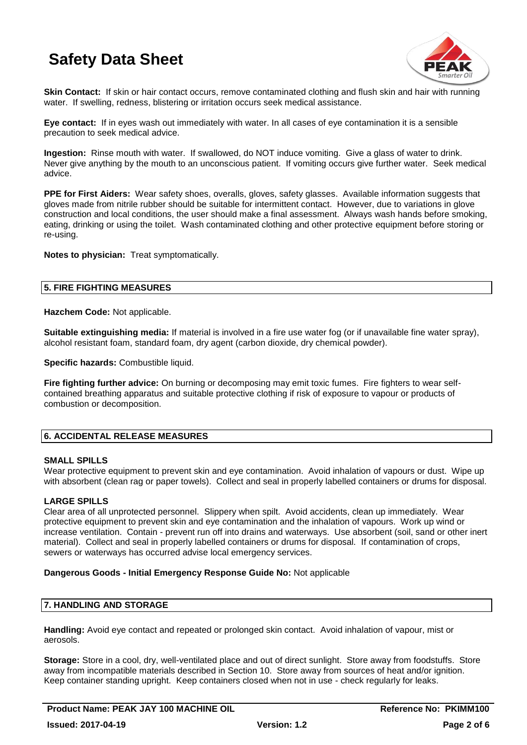**Skin Contact:** If skin or hair contact occurs, remove contaminated clothing and flush skin and hair with running water. If swelling, redness, blistering or irritation occurs seek medical assistance.

**Eye contact:** If in eyes wash out immediately with water. In all cases of eye contamination it is a sensible precaution to seek medical advice.

**Ingestion:** Rinse mouth with water. If swallowed, do NOT induce vomiting. Give a glass of water to drink. Never give anything by the mouth to an unconscious patient. If vomiting occurs give further water. Seek medical advice.

**PPE for First Aiders:** Wear safety shoes, overalls, gloves, safety glasses. Available information suggests that gloves made from nitrile rubber should be suitable for intermittent contact. However, due to variations in glove construction and local conditions, the user should make a final assessment. Always wash hands before smoking, eating, drinking or using the toilet. Wash contaminated clothing and other protective equipment before storing or re-using.

**Notes to physician:** Treat symptomatically.

## 5. FIRE FIGHTING MEASURES

**Hazchem Code:** Not applicable.

**Suitable extinguishing media:** If material is involved in a fire use water fog (or if unavailable fine water spray), alcohol resistant foam, standard foam, dry agent (carbon dioxide, dry chemical powder).

**Specific hazards:** Combustible liquid.

**Fire fighting further advice:** On burning or decomposing may emit toxic fumes. Fire fighters to wear self-contained breathing apparatus and suitable protective clothing if risk of exposure to vapour or products of combustion or decomposition.

## 6. ACCIDENTAL RELEASE MEASURES

**SMALL SPILLS**

Wear protective equipment to prevent skin and eye contamination. Avoid inhalation of vapours or dust. Wipe up with absorbent (clean rag or paper towels). Collect and seal in properly labelled containers or drums for disposal.

**LARGE SPILLS**

Clear area of all unprotected personnel. Slippery when spilt. Avoid accidents, clean up immediately. Wear protective equipment to prevent skin and eye contamination and the inhalation of vapours. Work up wind or increase ventilation. Contain - prevent run off into drains and waterways. Use absorbent (soil, sand or other inert material). Collect and seal in properly labelled containers or drums for disposal. If contamination of crops, sewers or waterways has occurred advise local emergency services.

**Dangerous Goods - Initial Emergency Response Guide No:** Not applicable

## 7. HANDLING AND STORAGE

**Handling:** Avoid eye contact and repeated or prolonged skin contact. Avoid inhalation of vapour, mist or aerosols.

**Storage:** Store in a cool, dry, well-ventilated place and out of direct sunlight. Store away from foodstuffs. Store away from incompatible materials described in Section 10. Store away from sources of heat and/or ignition. Keep container standing upright. Keep containers closed when not in use - check regularly for leaks.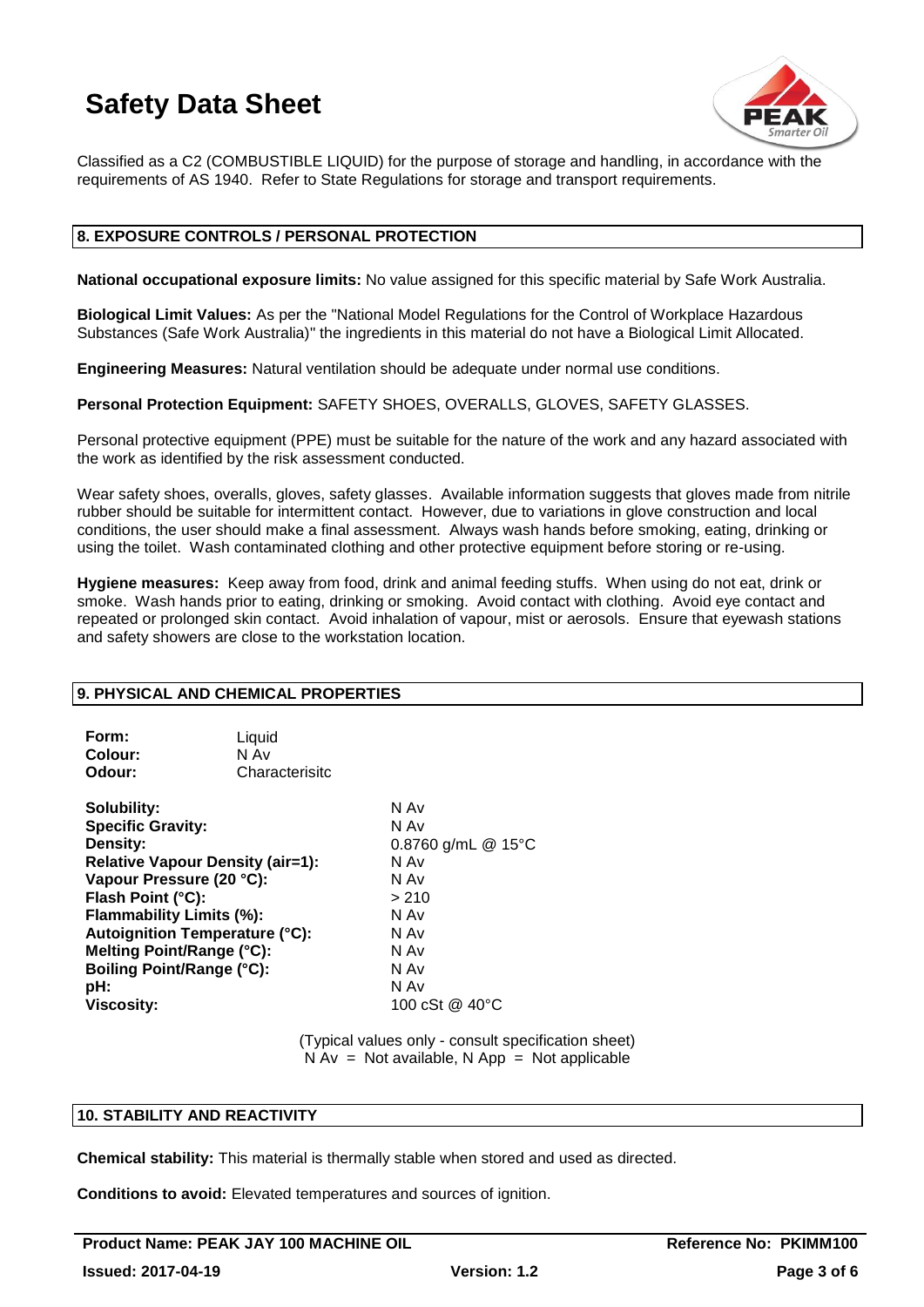Classified as a C2 (COMBUSTIBLE LIQUID) for the purpose of storage and handling, in accordance with the requirements of AS 1940. Refer to State Regulations for storage and transport requirements.

## 8. EXPOSURE CONTROLS / PERSONAL PROTECTION

**National occupational exposure limits:** No value assigned for this specific material by Safe Work Australia.

**Biological Limit Values:** As per the "National Model Regulations for the Control of Workplace Hazardous Substances (Safe Work Australia)" the ingredients in this material do not have a Biological Limit Allocated.

**Engineering Measures:** Natural ventilation should be adequate under normal use conditions.

**Personal Protection Equipment:** SAFETY SHOES, OVERALLS, GLOVES, SAFETY GLASSES.

Personal protective equipment (PPE) must be suitable for the nature of the work and any hazard associated with the work as identified by the risk assessment conducted.

Wear safety shoes, overalls, gloves, safety glasses. Available information suggests that gloves made from nitrile rubber should be suitable for intermittent contact. However, due to variations in glove construction and local conditions, the user should make a final assessment. Always wash hands before smoking, eating, drinking or using the toilet. Wash contaminated clothing and other protective equipment before storing or re-using.

**Hygiene measures:** Keep away from food, drink and animal feeding stuffs. When using do not eat, drink or smoke. Wash hands prior to eating, drinking or smoking. Avoid contact with clothing. Avoid eye contact and repeated or prolonged skin contact. Avoid inhalation of vapour, mist or aerosols. Ensure that eyewash stations and safety showers are close to the workstation location.

## 9. PHYSICAL AND CHEMICAL PROPERTIES

| | |
|---|---|
| **Form:** | Liquid |
| **Colour:** | N Av |
| **Odour:** | Characterisitc |

| | |
|---|---|
| **Solubility:** | N Av |
| **Specific Gravity:** | N Av |
| **Density:** | 0.8760 g/mL @ 15°C |
| **Relative Vapour Density (air=1):** | N Av |
| **Vapour Pressure (20 °C):** | N Av |
| **Flash Point (°C):** | > 210 |
| **Flammability Limits (%):** | N Av |
| **Autoignition Temperature (°C):** | N Av |
| **Melting Point/Range (°C):** | N Av |
| **Boiling Point/Range (°C):** | N Av |
| **pH:** | N Av |
| **Viscosity:** | 100 cSt @ 40°C |

(Typical values only - consult specification sheet)
N Av = Not available, N App = Not applicable

## 10. STABILITY AND REACTIVITY

**Chemical stability:** This material is thermally stable when stored and used as directed.

**Conditions to avoid:** Elevated temperatures and sources of ignition.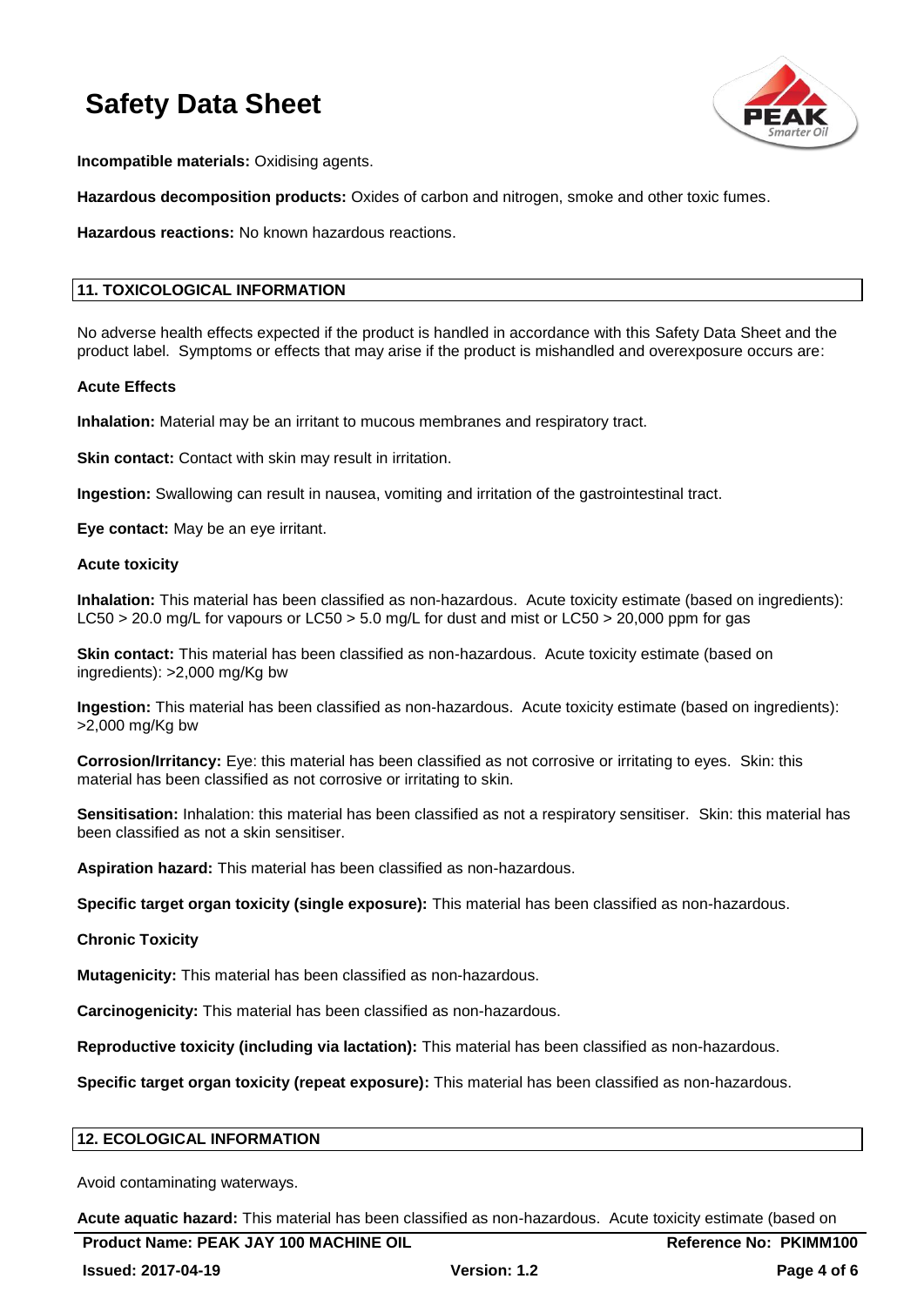**Incompatible materials:** Oxidising agents.

**Hazardous decomposition products:** Oxides of carbon and nitrogen, smoke and other toxic fumes.

**Hazardous reactions:** No known hazardous reactions.

## 11. TOXICOLOGICAL INFORMATION

No adverse health effects expected if the product is handled in accordance with this Safety Data Sheet and the product label. Symptoms or effects that may arise if the product is mishandled and overexposure occurs are:

**Acute Effects**

**Inhalation:** Material may be an irritant to mucous membranes and respiratory tract.

**Skin contact:** Contact with skin may result in irritation.

**Ingestion:** Swallowing can result in nausea, vomiting and irritation of the gastrointestinal tract.

**Eye contact:** May be an eye irritant.

**Acute toxicity**

**Inhalation:** This material has been classified as non-hazardous. Acute toxicity estimate (based on ingredients): LC50 > 20.0 mg/L for vapours or LC50 > 5.0 mg/L for dust and mist or LC50 > 20,000 ppm for gas

**Skin contact:** This material has been classified as non-hazardous. Acute toxicity estimate (based on ingredients): >2,000 mg/Kg bw

**Ingestion:** This material has been classified as non-hazardous. Acute toxicity estimate (based on ingredients): >2,000 mg/Kg bw

**Corrosion/Irritancy:** Eye: this material has been classified as not corrosive or irritating to eyes. Skin: this material has been classified as not corrosive or irritating to skin.

**Sensitisation:** Inhalation: this material has been classified as not a respiratory sensitiser. Skin: this material has been classified as not a skin sensitiser.

**Aspiration hazard:** This material has been classified as non-hazardous.

**Specific target organ toxicity (single exposure):** This material has been classified as non-hazardous.

**Chronic Toxicity**

**Mutagenicity:** This material has been classified as non-hazardous.

**Carcinogenicity:** This material has been classified as non-hazardous.

**Reproductive toxicity (including via lactation):** This material has been classified as non-hazardous.

**Specific target organ toxicity (repeat exposure):** This material has been classified as non-hazardous.

## 12. ECOLOGICAL INFORMATION

Avoid contaminating waterways.

**Acute aquatic hazard:** This material has been classified as non-hazardous. Acute toxicity estimate (based on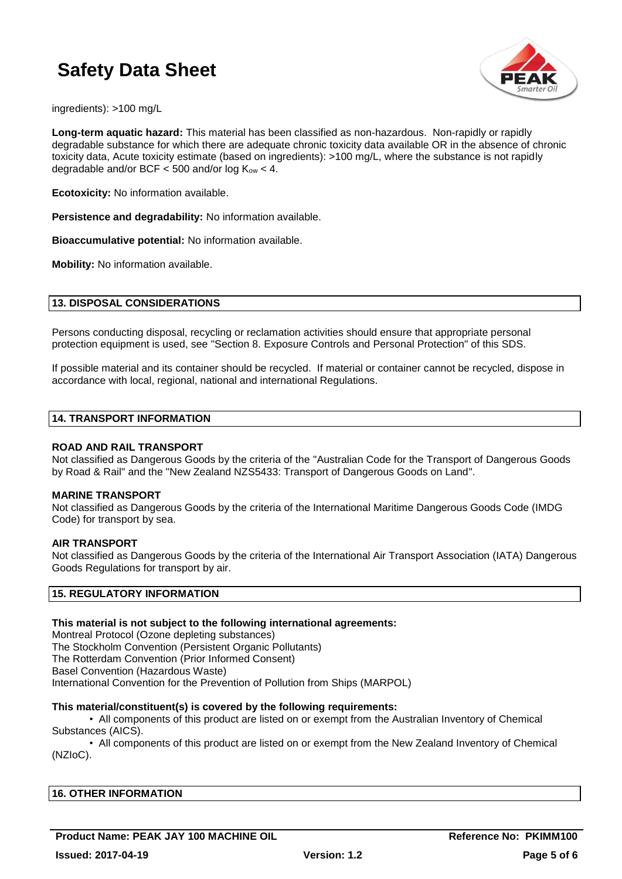ingredients): >100 mg/L

**Long-term aquatic hazard:** This material has been classified as non-hazardous. Non-rapidly or rapidly degradable substance for which there are adequate chronic toxicity data available OR in the absence of chronic toxicity data, Acute toxicity estimate (based on ingredients): >100 mg/L, where the substance is not rapidly degradable and/or BCF < 500 and/or log $K_{ow}$ < 4.

**Ecotoxicity:** No information available.

**Persistence and degradability:** No information available.

**Bioaccumulative potential:** No information available.

**Mobility:** No information available.

## 13. DISPOSAL CONSIDERATIONS

Persons conducting disposal, recycling or reclamation activities should ensure that appropriate personal protection equipment is used, see "Section 8. Exposure Controls and Personal Protection" of this SDS.

If possible material and its container should be recycled. If material or container cannot be recycled, dispose in accordance with local, regional, national and international Regulations.

## 14. TRANSPORT INFORMATION

**ROAD AND RAIL TRANSPORT**

Not classified as Dangerous Goods by the criteria of the "Australian Code for the Transport of Dangerous Goods by Road & Rail" and the "New Zealand NZS5433: Transport of Dangerous Goods on Land".

**MARINE TRANSPORT**

Not classified as Dangerous Goods by the criteria of the International Maritime Dangerous Goods Code (IMDG Code) for transport by sea.

**AIR TRANSPORT**

Not classified as Dangerous Goods by the criteria of the International Air Transport Association (IATA) Dangerous Goods Regulations for transport by air.

## 15. REGULATORY INFORMATION

**This material is not subject to the following international agreements:**

Montreal Protocol (Ozone depleting substances)
The Stockholm Convention (Persistent Organic Pollutants)
The Rotterdam Convention (Prior Informed Consent)
Basel Convention (Hazardous Waste)
International Convention for the Prevention of Pollution from Ships (MARPOL)

**This material/constituent(s) is covered by the following requirements:**

- All components of this product are listed on or exempt from the Australian Inventory of Chemical Substances (AICS).
- All components of this product are listed on or exempt from the New Zealand Inventory of Chemical (NZIoC).

## 16. OTHER INFORMATION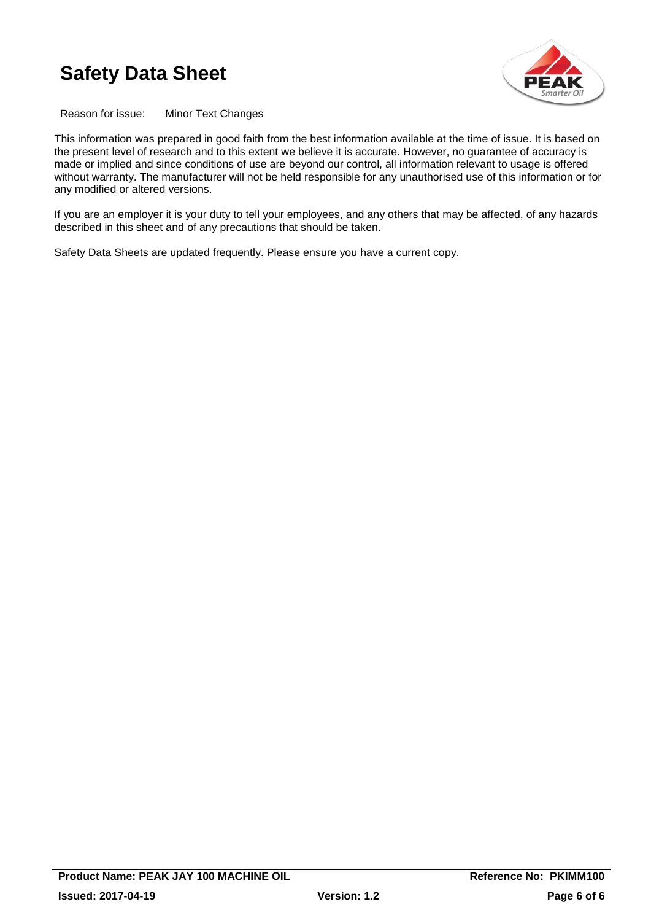# Safety Data Sheet

Reason for issue: Minor Text Changes

This information was prepared in good faith from the best information available at the time of issue. It is based on the present level of research and to this extent we believe it is accurate. However, no guarantee of accuracy is made or implied and since conditions of use are beyond our control, all information relevant to usage is offered without warranty. The manufacturer will not be held responsible for any unauthorised use of this information or for any modified or altered versions.

If you are an employer it is your duty to tell your employees, and any others that may be affected, of any hazards described in this sheet and of any precautions that should be taken.

Safety Data Sheets are updated frequently. Please ensure you have a current copy.